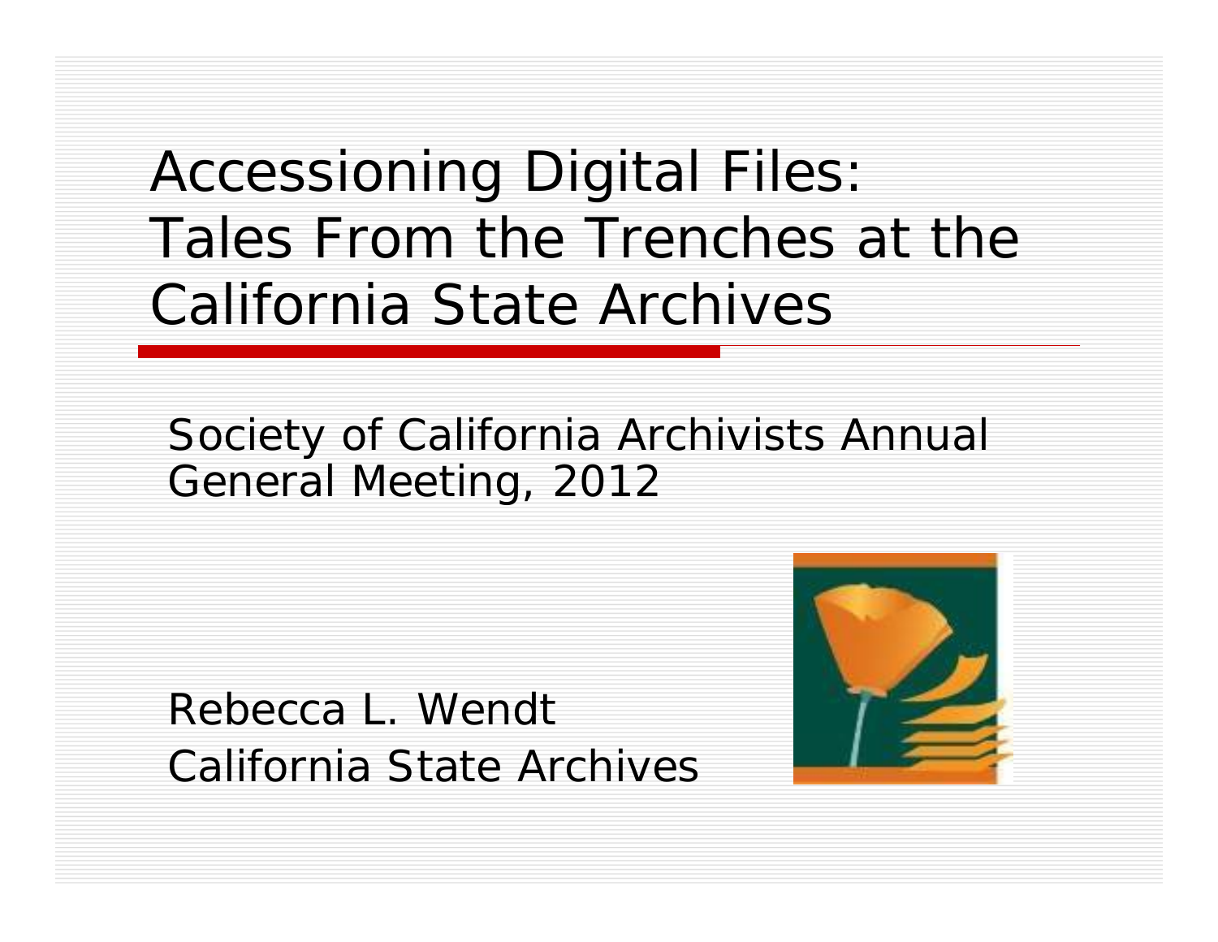# Accessioning Digital Files: Tales From the Trenches at the California State Archives

Society of California Archivists Annual General Meeting, 2012

Rebecca L. Wendt
California State Archives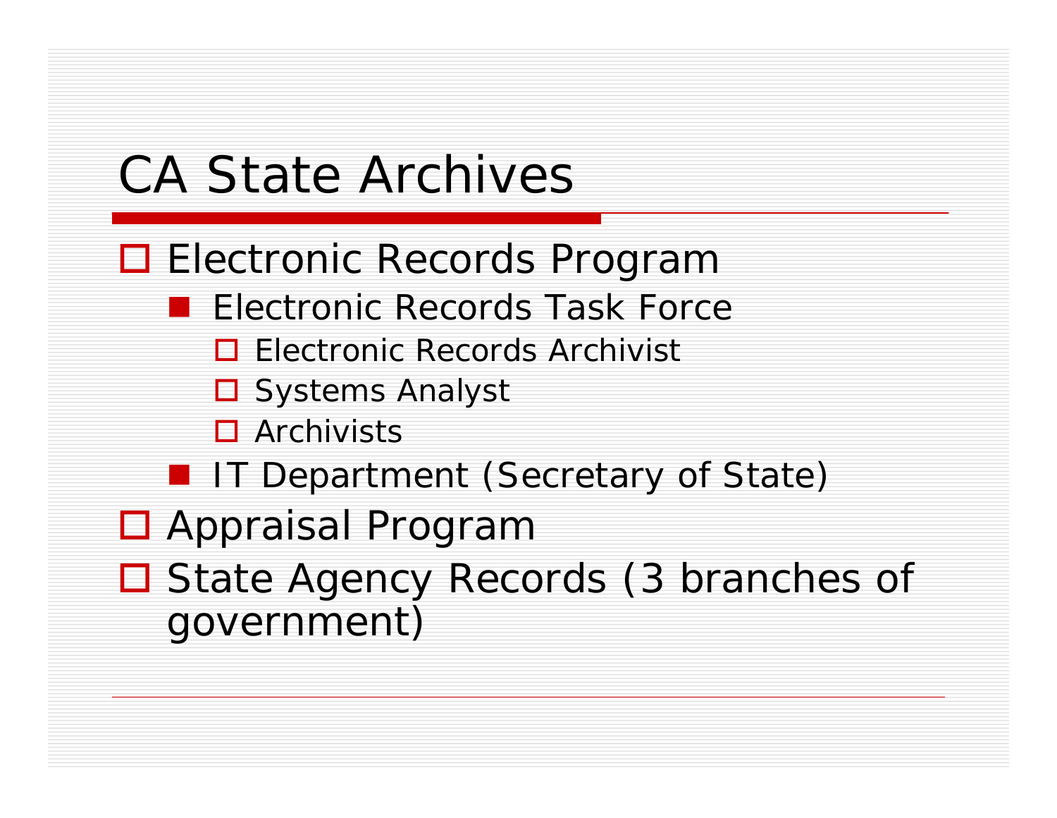# CA State Archives

- Electronic Records Program
  - Electronic Records Task Force
    - Electronic Records Archivist
    - Systems Analyst
    - Archivists
  - IT Department (Secretary of State)
- Appraisal Program
- State Agency Records (3 branches of government)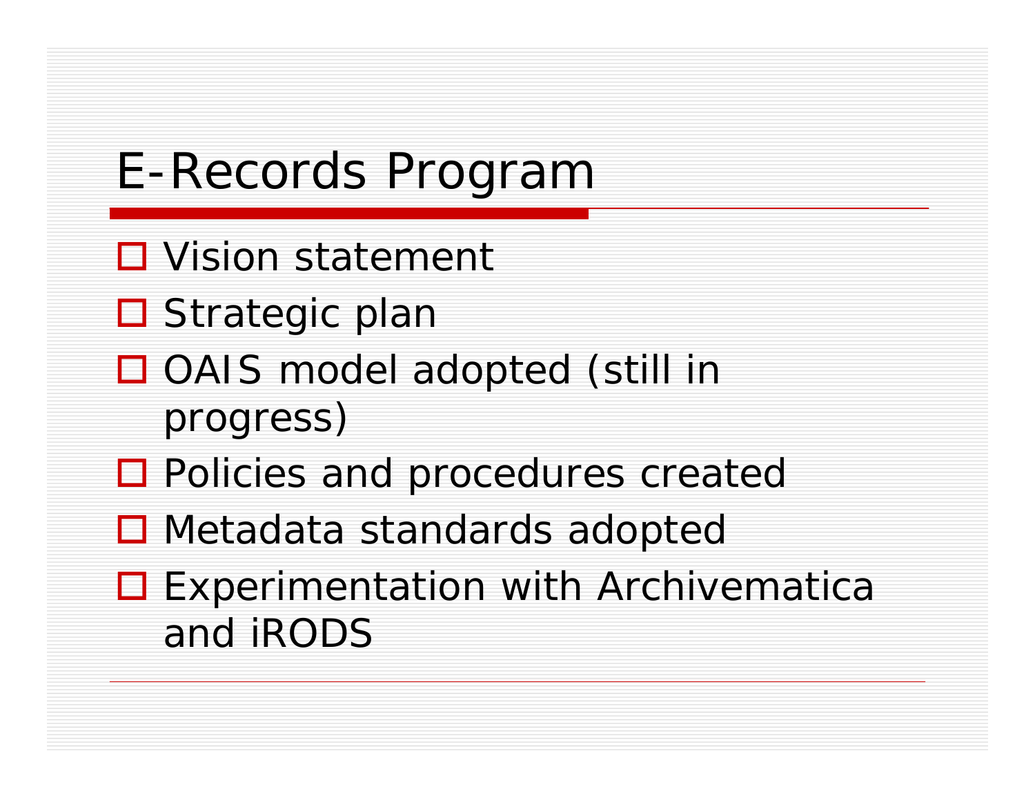# E-Records Program

- Vision statement
- Strategic plan
- OAIS model adopted (still in progress)
- Policies and procedures created
- Metadata standards adopted
- Experimentation with Archivematica and iRODS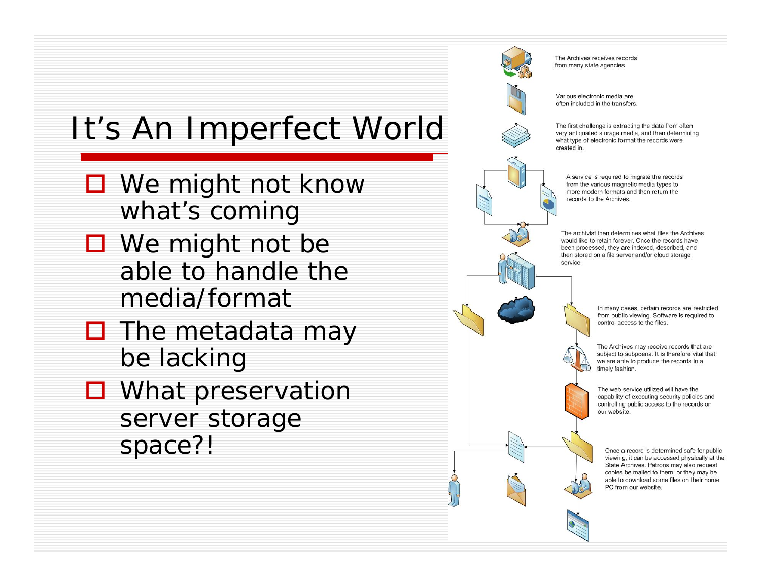# It's An Imperfect World

- We might not know what's coming
- We might not be able to handle the media/format
- The metadata may be lacking
- What preservation server storage space?!

The Archives receives records from many state agencies

Various electronic media are often included in the transfers.

The first challenge is extracting the data from often very antiquated storage media, and then determining what type of electronic format the records were created in.

A service is required to migrate the records from the various magnetic media types to more modern formats and then return the records to the Archives.

The archivist then determines what files the Archives would like to retain forever. Once the records have been processed, they are indexed, described, and then stored on a file server and/or cloud storage service.

In many cases, certain records are restricted from public viewing. Software is required to control access to the files.

The Archives may receive records that are subject to subpoena. It is therefore vital that we are able to produce the records in a timely fashion.

The web service utilized will have the capability of executing security policies and controlling public access to the records on our website.

Once a record is determined safe for public viewing, it can be accessed physically at the State Archives. Patrons may also request copies be mailed to them, or they may be able to download some files on their home PC from our website.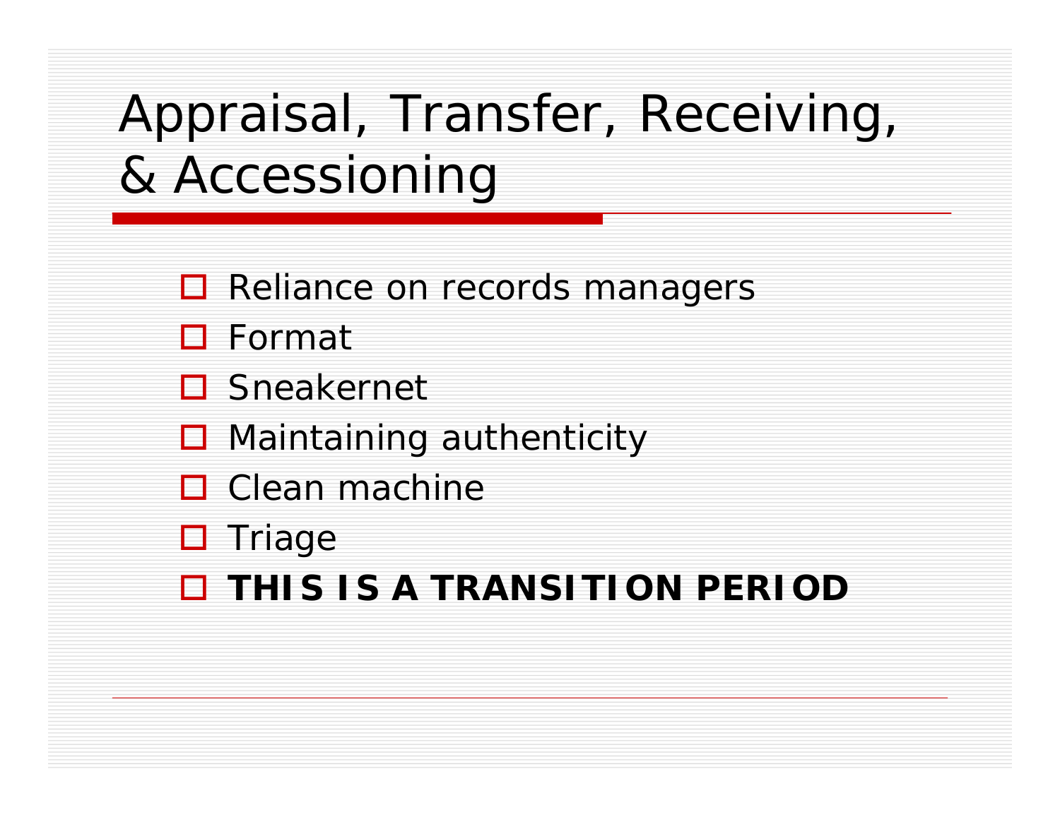# Appraisal, Transfer, Receiving, & Accessioning

- Reliance on records managers
- Format
- Sneakernet
- Maintaining authenticity
- Clean machine
- Triage
- **THIS IS A TRANSITION PERIOD**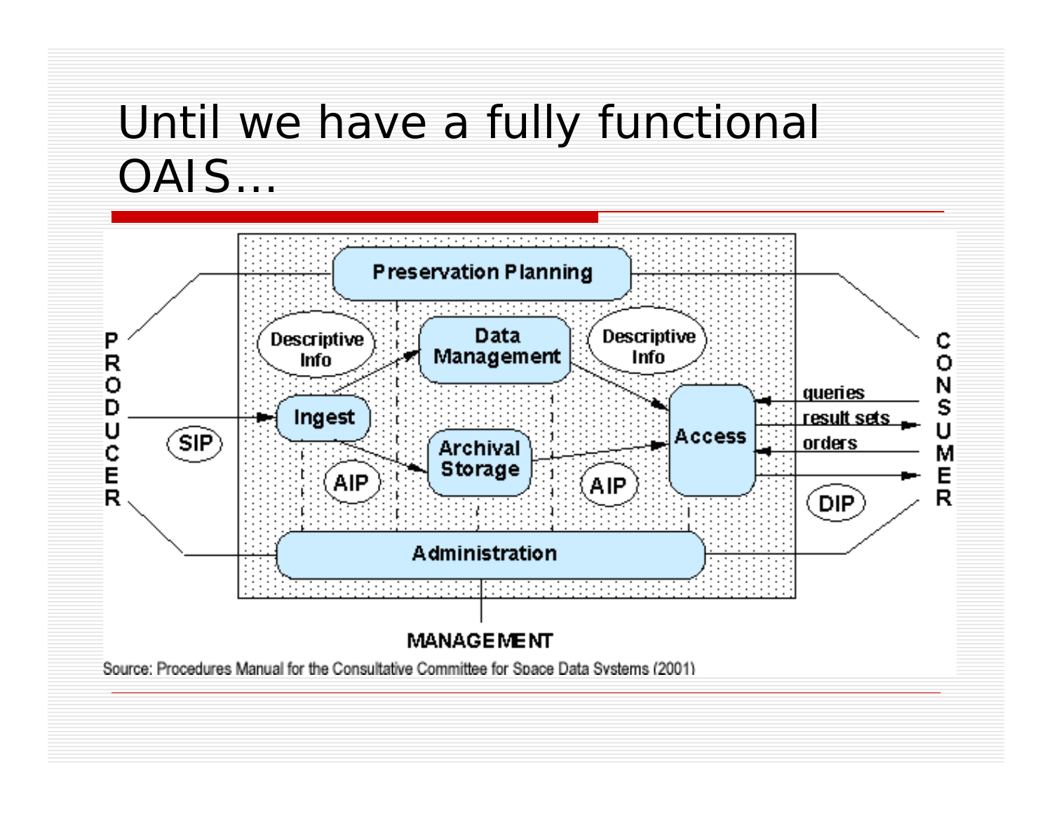# Until we have a fully functional OAIS…

PRODUCER

SIP

Preservation Planning

Descriptive Info

Data Management

Descriptive Info

Ingest

AIP

Archival Storage

AIP

Access

queries

result sets

orders

DIP

CONSUMER

Administration

MANAGEMENT

Source: Procedures Manual for the Consultative Committee for Space Data Systems (2001)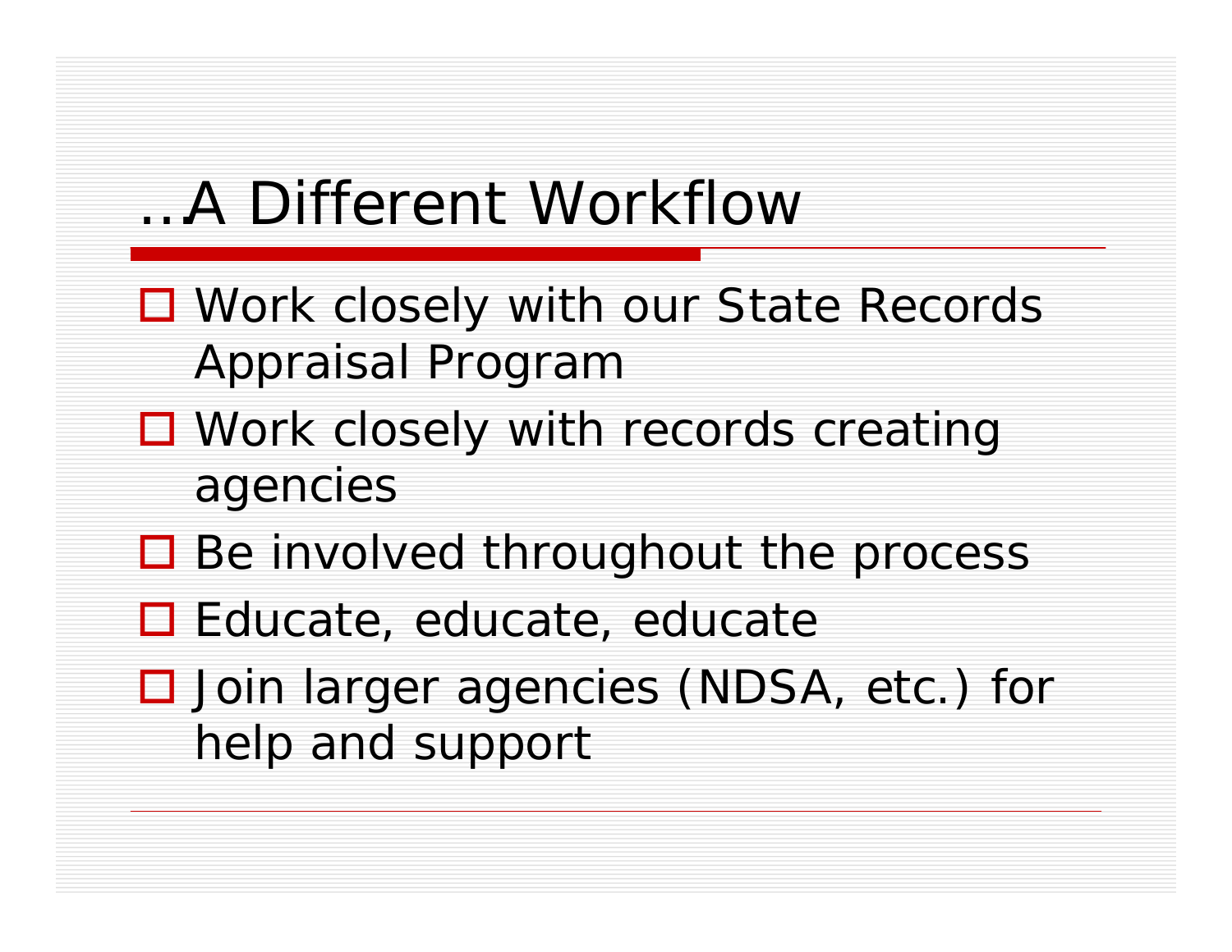# …A Different Workflow

- Work closely with our State Records Appraisal Program
- Work closely with records creating agencies
- Be involved throughout the process
- Educate, educate, educate
- Join larger agencies (NDSA, etc.) for help and support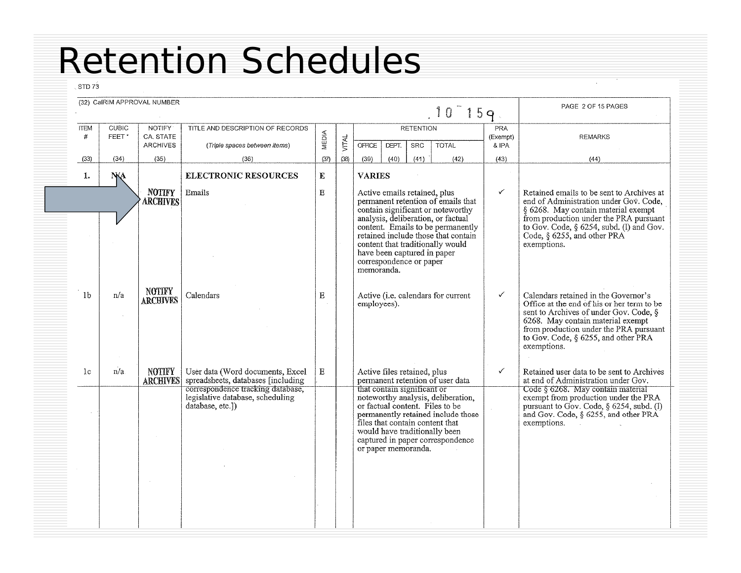# Retention Schedules

STD 73

| (32) CalRIM APPROVAL NUMBER | | | | | | | | | | | | PAGE 2 OF 15 PAGES |
|---|---|---|---|---|---|---|---|---|---|---|---|---|
| | | | | | | 10-159 | | | | | | |
| ITEM # | CUBIC FEET * | NOTIFY CA. STATE ARCHIVES | TITLE AND DESCRIPTION OF RECORDS (*Triple spaces between items*) | MEDIA | VITAL | RETENTION | | | | | PRA (Exempt) & IPA | REMARKS |
| | | | | | | OFFICE | DEPT. | SRC | TOTAL | | | |
| (33) | (34) | (35) | (36) | (37) | (38) | (39) | (40) | (41) | (42) | | (43) | (44) |
| 1. | N/A | | **ELECTRONIC RESOURCES** | E | | **VARIES** | | | | | | |
| | | NOTIFY ARCHIVES | Emails | E | | Active emails retained, plus permanent retention of emails that contain significant or noteworthy analysis, deliberation, or factual content. Emails to be permanently retained include those that contain content that traditionally would have been captured in paper correspondence or paper memoranda. | | | | | ✓ | Retained emails to be sent to Archives at end of Administration under Gov. Code, § 6268. May contain material exempt from production under the PRA pursuant to Gov. Code, § 6254, subd. (l) and Gov. Code, § 6255, and other PRA exemptions. |
| 1b | n/a | NOTIFY ARCHIVES | Calendars | E | | Active (i.e. calendars for current employees). | | | | | ✓ | Calendars retained in the Governor's Office at the end of his or her term to be sent to Archives of under Gov. Code, § 6268. May contain material exempt from production under the PRA pursuant to Gov. Code, § 6255, and other PRA exemptions. |
| 1c | n/a | NOTIFY ARCHIVES | User data (Word documents, Excel spreadsheets, databases [including correspondence tracking database, legislative database, scheduling database, etc.]) | E | | Active files retained, plus permanent retention of user data that contain significant or noteworthy analysis, deliberation, or factual content. Files to be permanently retained include those files that contain content that would have traditionally been captured in paper correspondence or paper memoranda. | | | | | ✓ | Retained user data to be sent to Archives at end of Administration under Gov. Code § 6268. May contain material exempt from production under the PRA pursuant to Gov. Code, § 6254, subd. (l) and Gov. Code, § 6255, and other PRA exemptions. |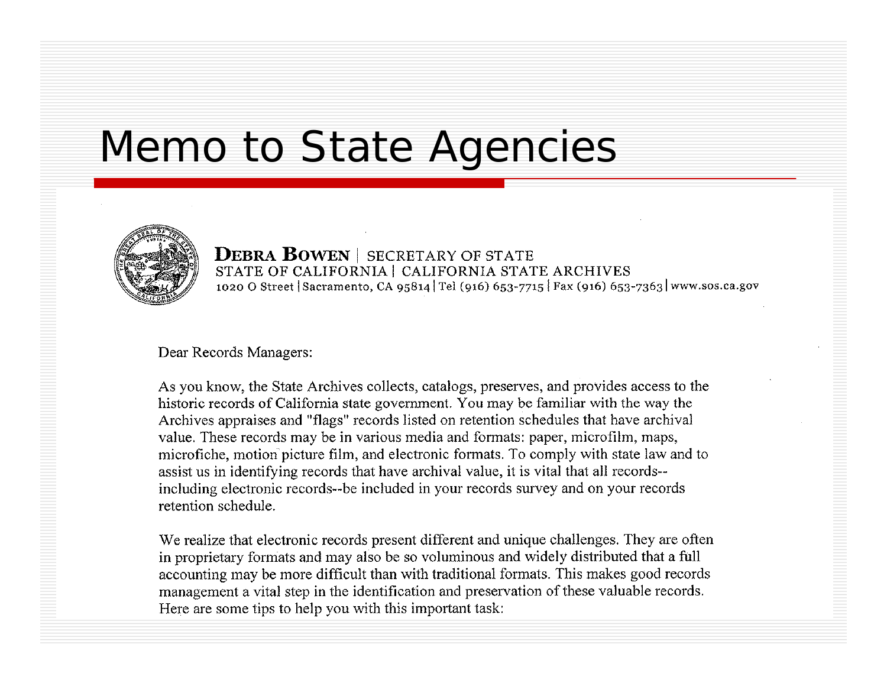# Memo to State Agencies

**DEBRA BOWEN** | SECRETARY OF STATE
STATE OF CALIFORNIA | CALIFORNIA STATE ARCHIVES
1020 O Street | Sacramento, CA 95814 | Tel (916) 653-7715 | Fax (916) 653-7363 | www.sos.ca.gov

Dear Records Managers:

As you know, the State Archives collects, catalogs, preserves, and provides access to the historic records of California state government. You may be familiar with the way the Archives appraises and "flags" records listed on retention schedules that have archival value. These records may be in various media and formats: paper, microfilm, maps, microfiche, motion picture film, and electronic formats. To comply with state law and to assist us in identifying records that have archival value, it is vital that all records--including electronic records--be included in your records survey and on your records retention schedule.

We realize that electronic records present different and unique challenges. They are often in proprietary formats and may also be so voluminous and widely distributed that a full accounting may be more difficult than with traditional formats. This makes good records management a vital step in the identification and preservation of these valuable records. Here are some tips to help you with this important task: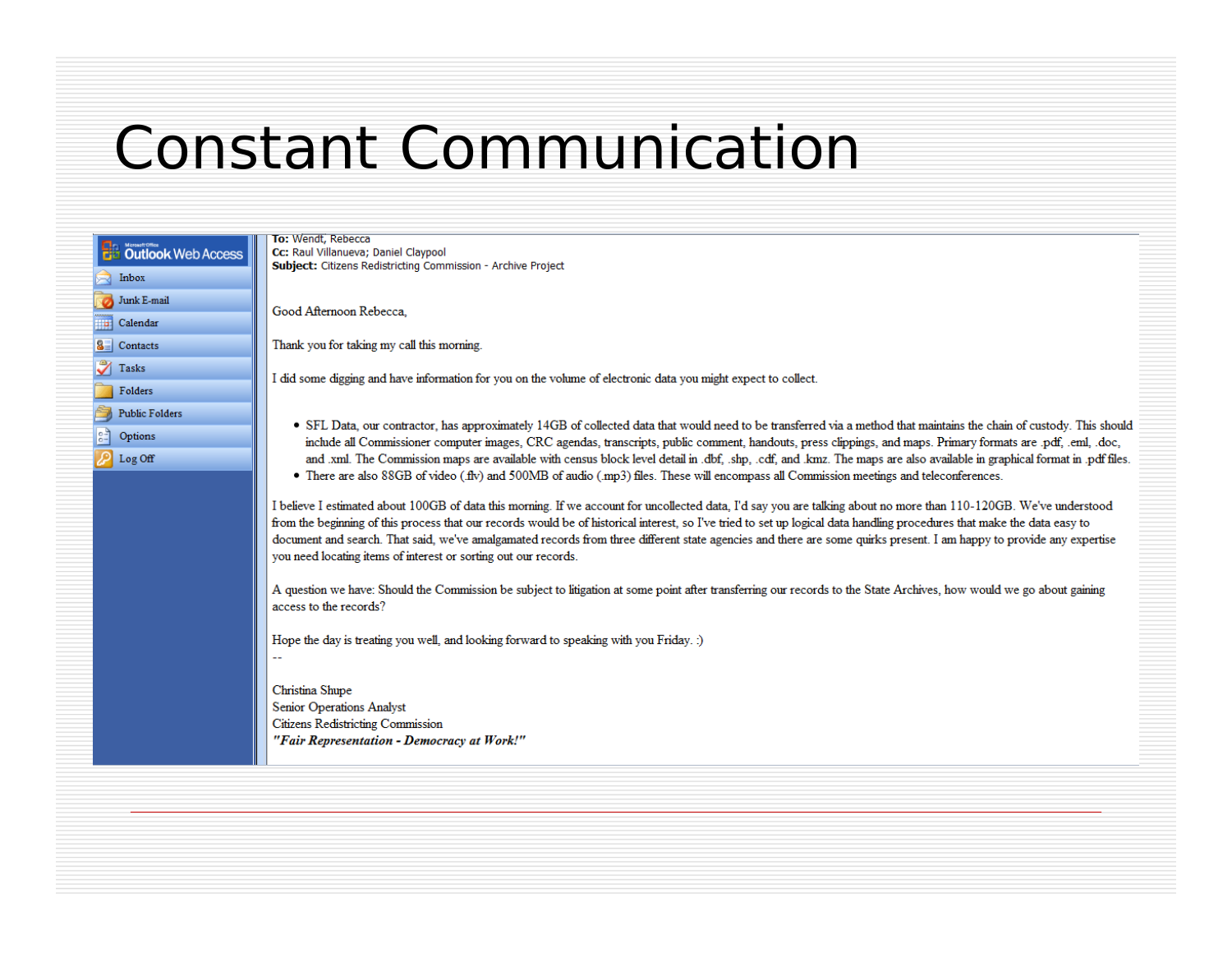# Constant Communication

Outlook Web Access

- Inbox
- Junk E-mail
- Calendar
- Contacts
- Tasks
- Folders
- Public Folders
- Options
- Log Off

**To:** Wendt, Rebecca
**Cc:** Raul Villanueva; Daniel Claypool
**Subject:** Citizens Redistricting Commission - Archive Project

Good Afternoon Rebecca,

Thank you for taking my call this morning.

I did some digging and have information for you on the volume of electronic data you might expect to collect.

- SFL Data, our contractor, has approximately 14GB of collected data that would need to be transferred via a method that maintains the chain of custody. This should include all Commissioner computer images, CRC agendas, transcripts, public comment, handouts, press clippings, and maps. Primary formats are .pdf, .eml, .doc, and .xml. The Commission maps are available with census block level detail in .dbf, .shp, .cdf, and .kmz. The maps are also available in graphical format in .pdf files.
- There are also 88GB of video (.flv) and 500MB of audio (.mp3) files. These will encompass all Commission meetings and teleconferences.

I believe I estimated about 100GB of data this morning. If we account for uncollected data, I'd say you are talking about no more than 110-120GB. We've understood from the beginning of this process that our records would be of historical interest, so I've tried to set up logical data handling procedures that make the data easy to document and search. That said, we've amalgamated records from three different state agencies and there are some quirks present. I am happy to provide any expertise you need locating items of interest or sorting out our records.

A question we have: Should the Commission be subject to litigation at some point after transferring our records to the State Archives, how would we go about gaining access to the records?

Hope the day is treating you well, and looking forward to speaking with you Friday. :)

--

Christina Shupe
Senior Operations Analyst
Citizens Redistricting Commission
***"Fair Representation - Democracy at Work!"***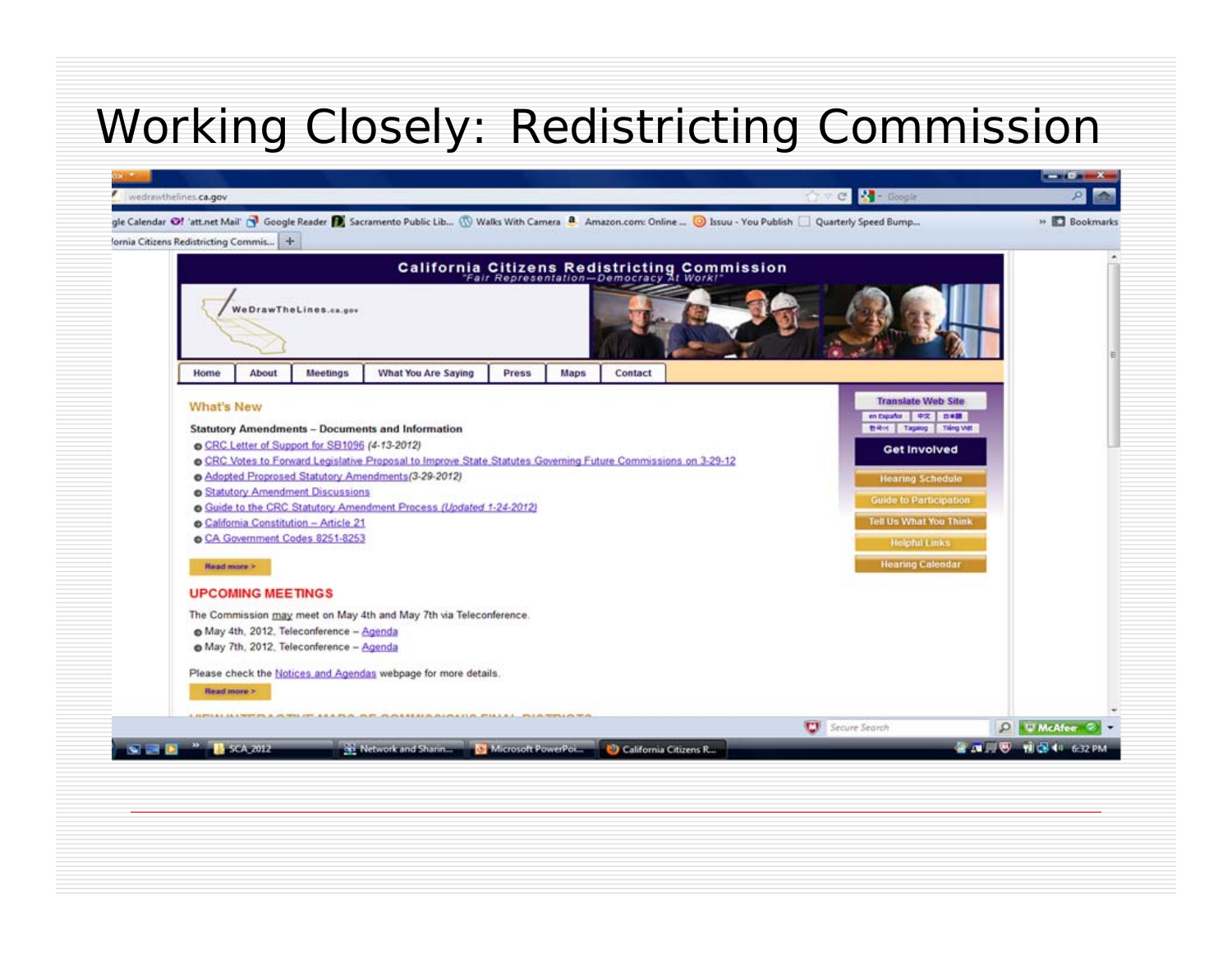# Working Closely: Redistricting Commission

California Citizens Redistricting Commission
"Fair Representation—Democracy At Work!"

WeDrawTheLines.ca.gov

Home | About | Meetings | What You Are Saying | Press | Maps | Contact

## What's New

**Statutory Amendments – Documents and Information**

- CRC Letter of Support for SB1096 *(4-13-2012)*
- CRC Votes to Forward Legislative Proposal to Improve State Statutes Governing Future Commissions on 3-29-12
- Adopted Proposed Statutory Amendments*(3-29-2012)*
- Statutory Amendment Discussions
- Guide to the CRC Statutory Amendment Process *(Updated 1-24-2012)*
- California Constitution – Article 21
- CA Government Codes 8251-8253

Read more >

## UPCOMING MEETINGS

The Commission may meet on May 4th and May 7th via Teleconference.

- May 4th, 2012, Teleconference – Agenda
- May 7th, 2012, Teleconference – Agenda

Please check the Notices and Agendas webpage for more details.

Read more >

Translate Web Site

Get Involved

- Hearing Schedule
- Guide to Participation
- Tell Us What You Think
- Helpful Links
- Hearing Calendar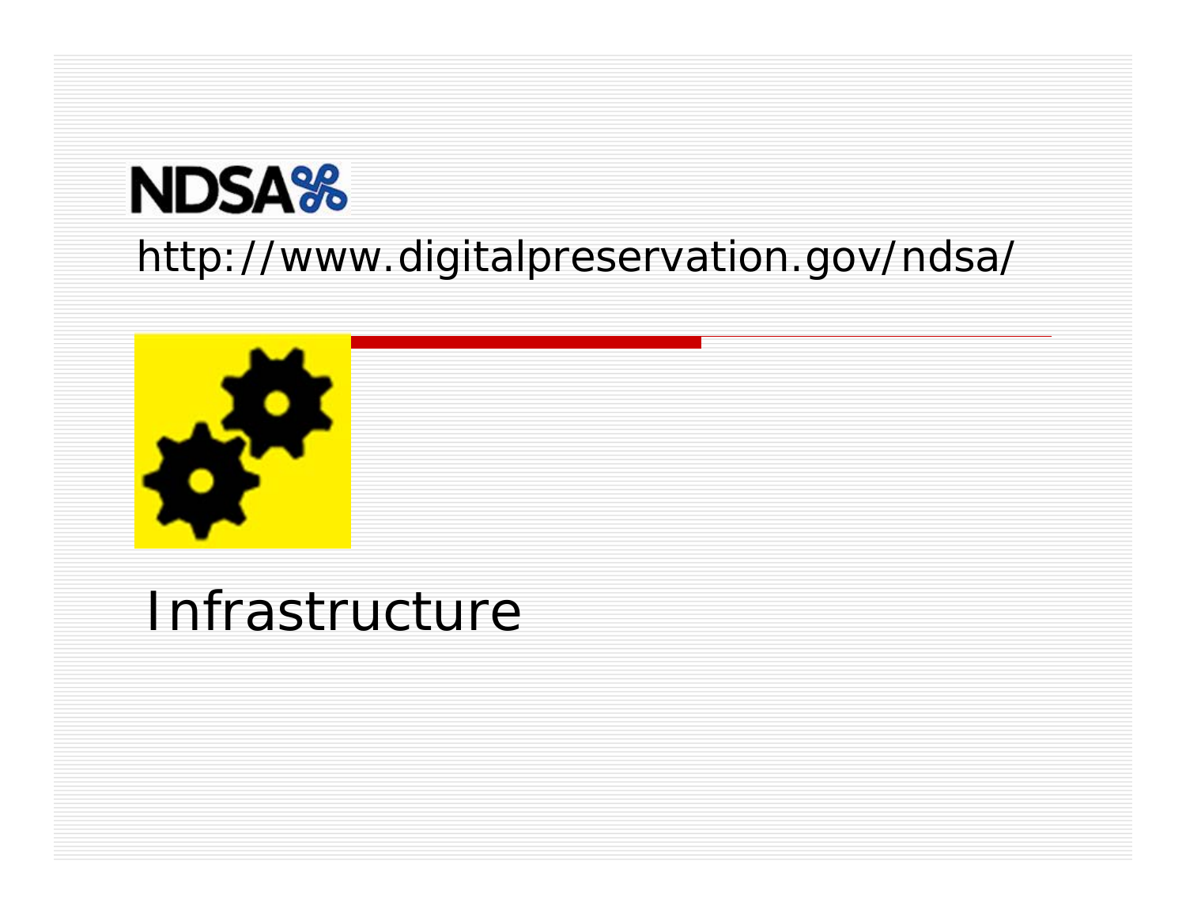NDSA

http://www.digitalpreservation.gov/ndsa/

# Infrastructure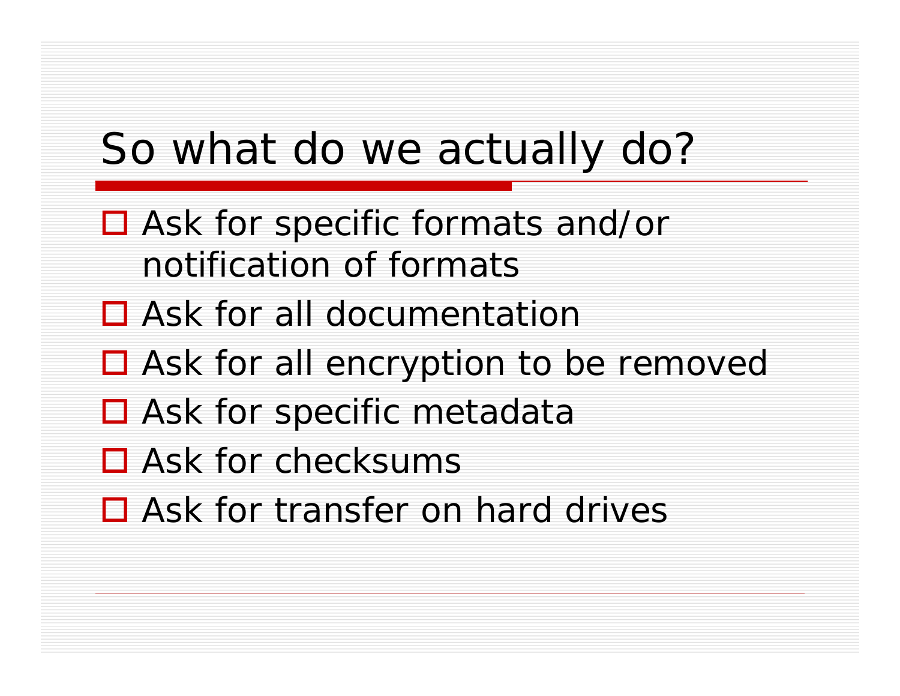# So what do we actually do?

- Ask for specific formats and/or notification of formats
- Ask for all documentation
- Ask for all encryption to be removed
- Ask for specific metadata
- Ask for checksums
- Ask for transfer on hard drives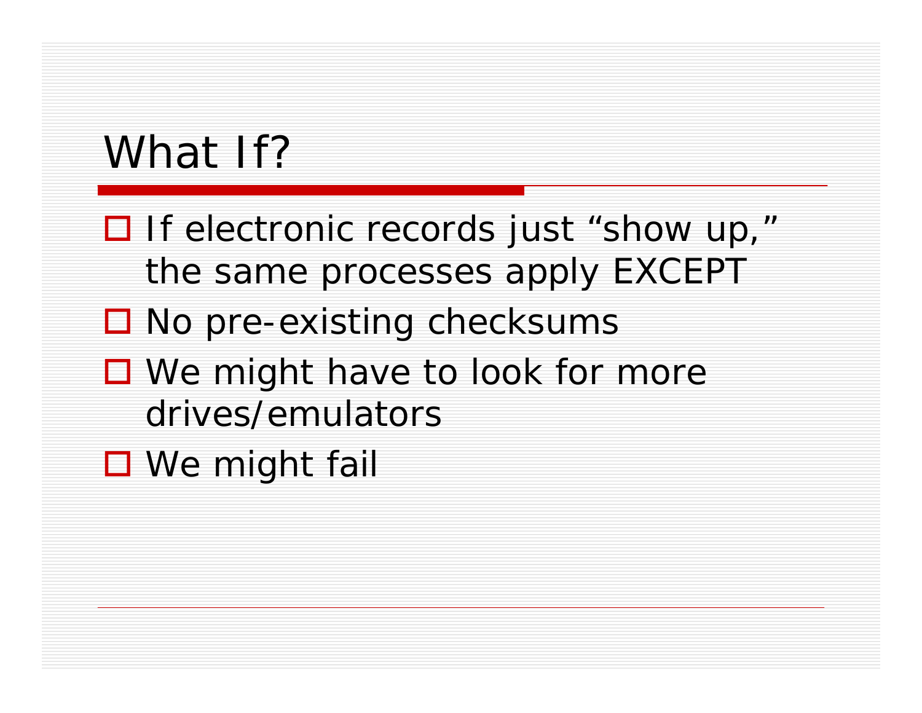# What If?

- If electronic records just “show up,” the same processes apply EXCEPT
- No pre-existing checksums
- We might have to look for more drives/emulators
- We might fail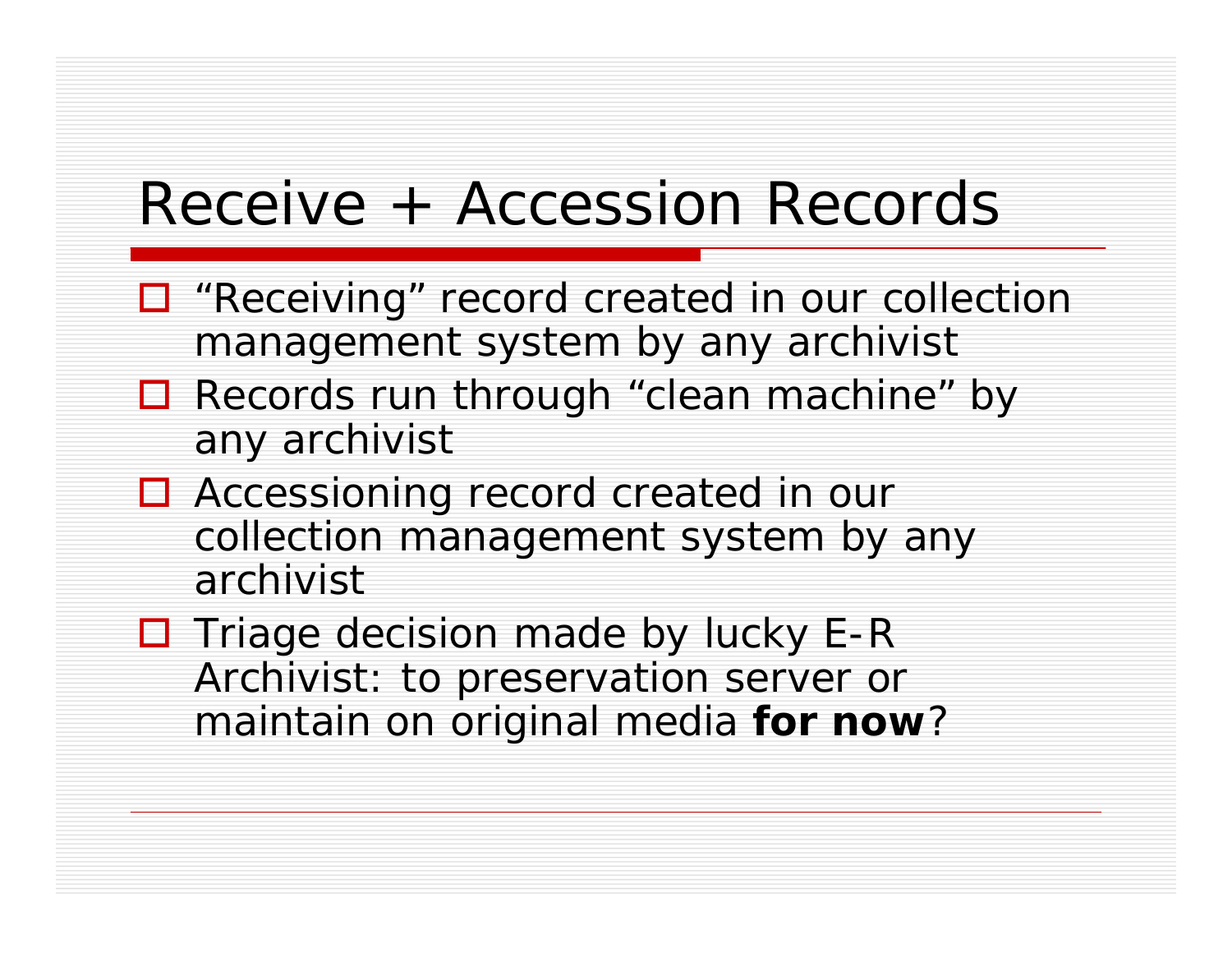# Receive + Accession Records

- “Receiving” record created in our collection management system by any archivist
- Records run through “clean machine” by any archivist
- Accessioning record created in our collection management system by any archivist
- Triage decision made by lucky E-R Archivist: to preservation server or maintain on original media **for now**?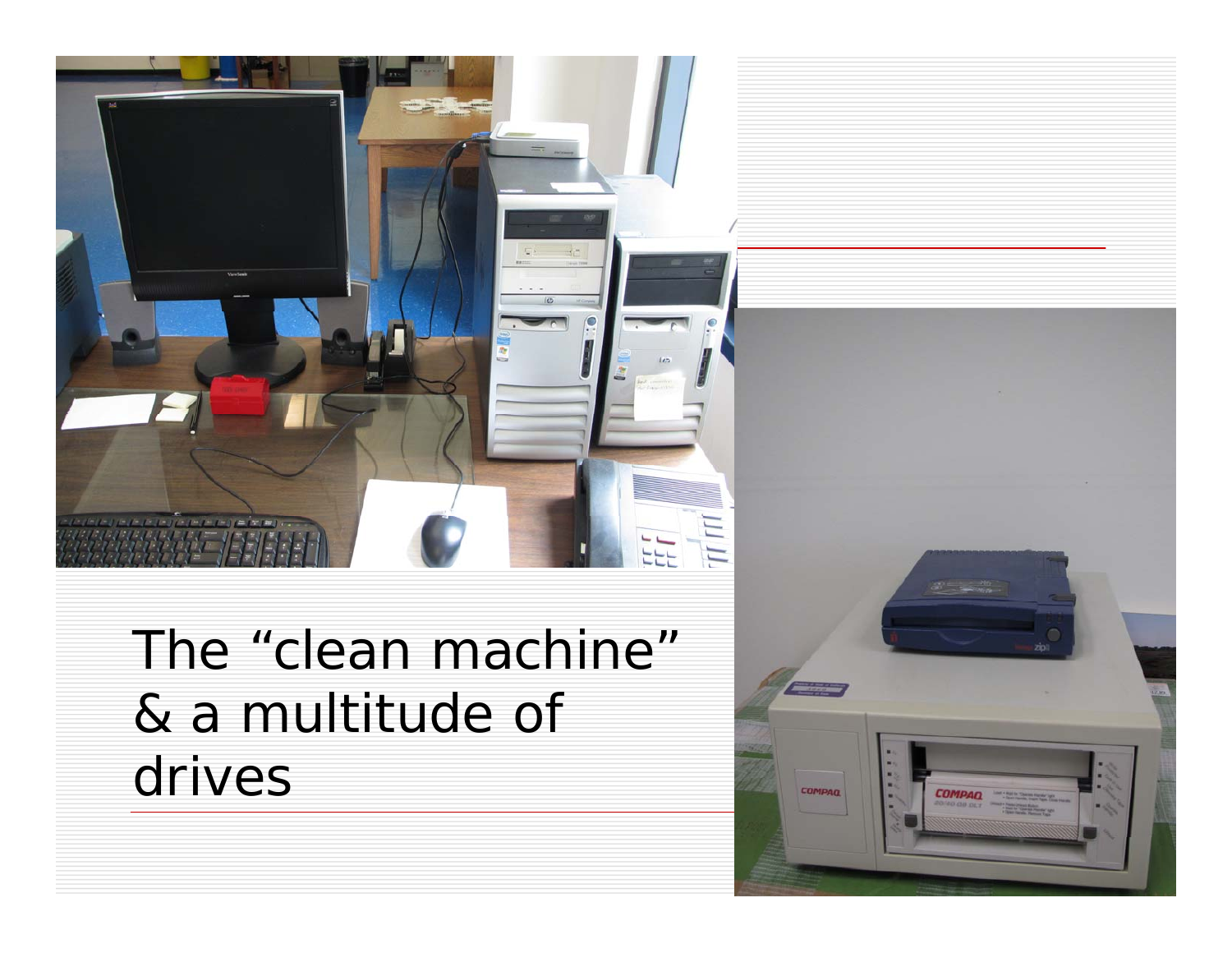The “clean machine” & a multitude of drives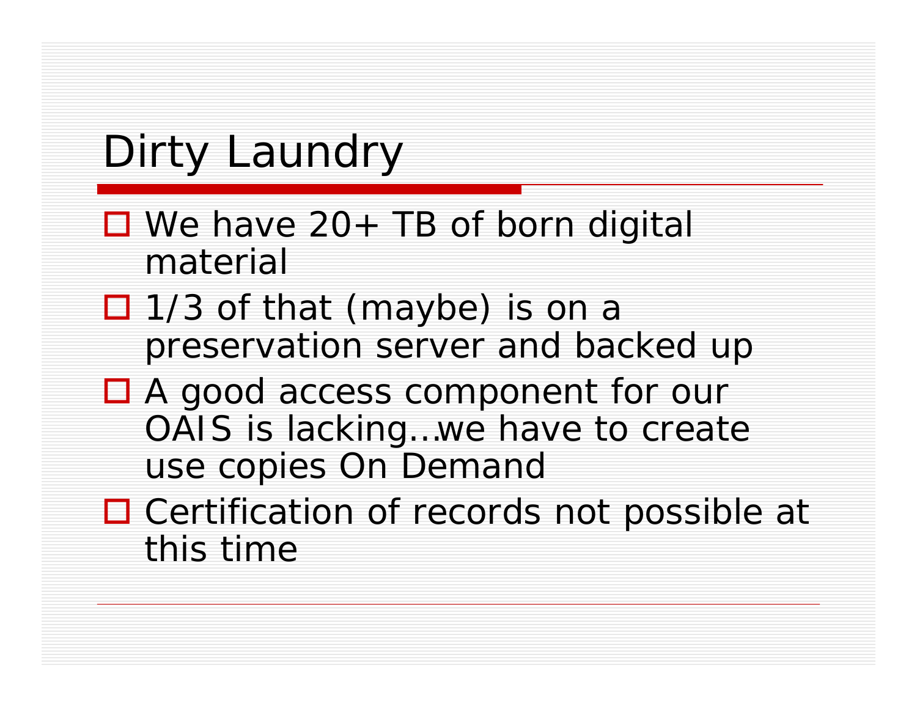# Dirty Laundry

- We have 20+ TB of born digital material
- 1/3 of that (maybe) is on a preservation server and backed up
- A good access component for our OAIS is lacking…we have to create use copies On Demand
- Certification of records not possible at this time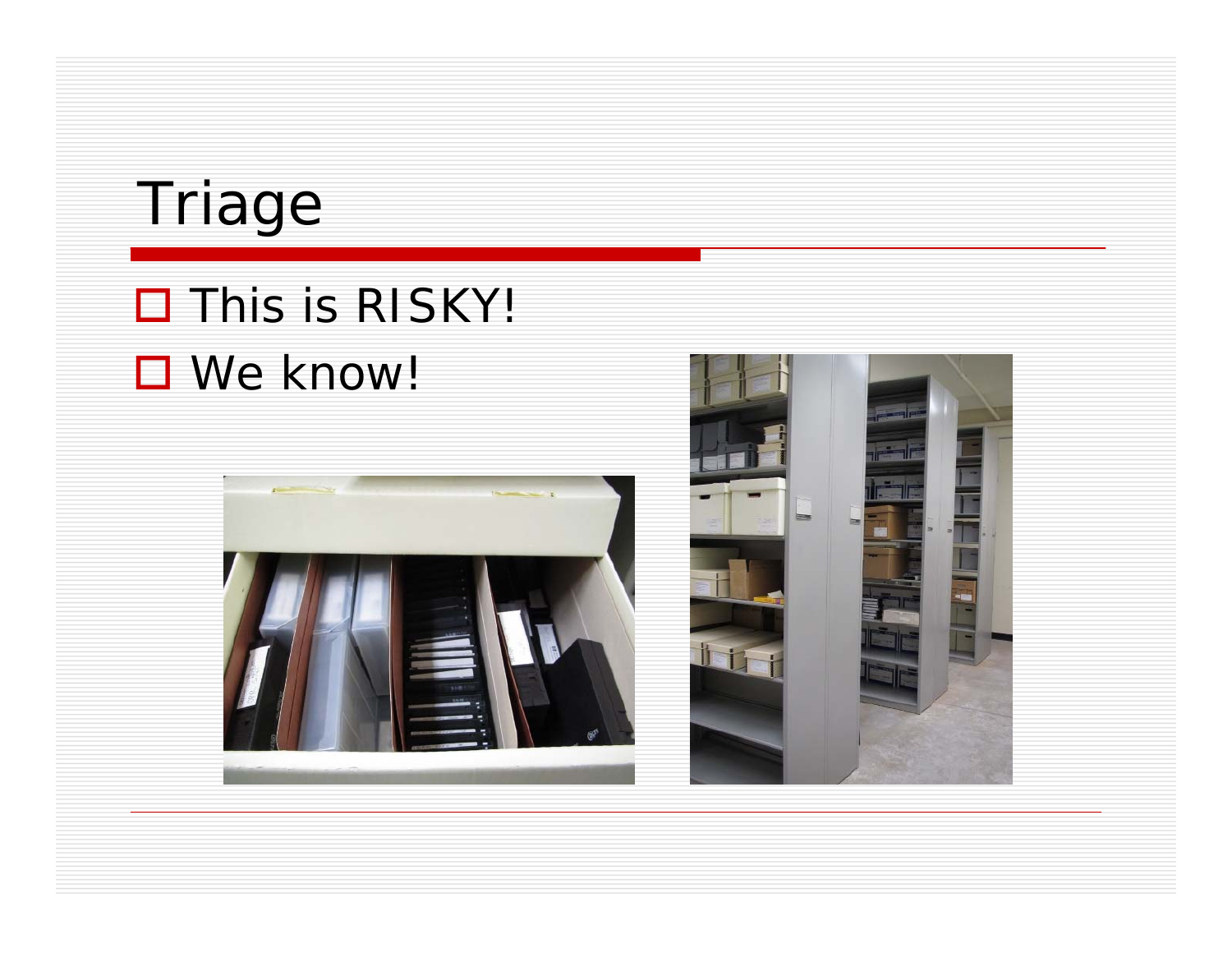# Triage

- This is RISKY!
- We know!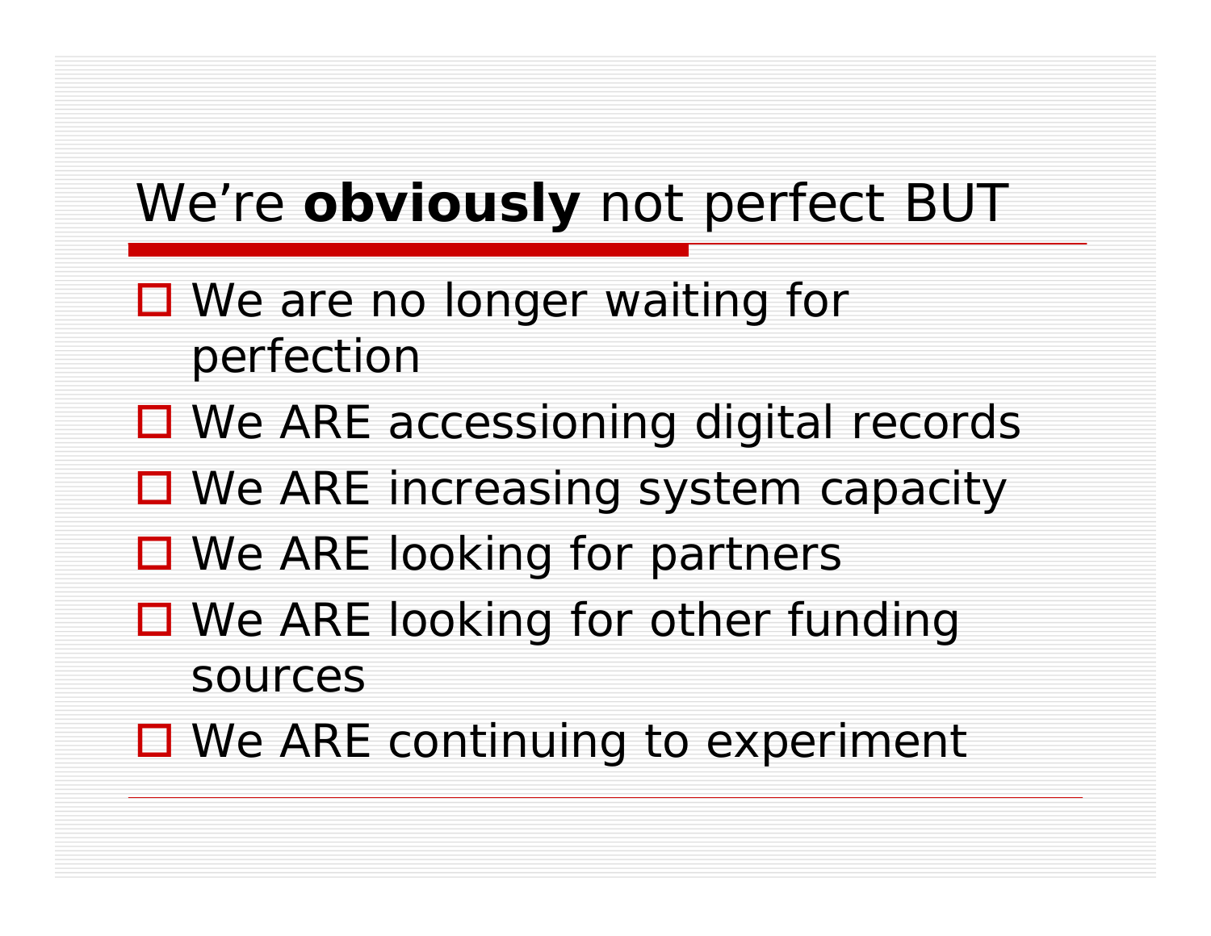# We’re **obviously** not perfect BUT

- We are no longer waiting for perfection
- We ARE accessioning digital records
- We ARE increasing system capacity
- We ARE looking for partners
- We ARE looking for other funding sources
- We ARE continuing to experiment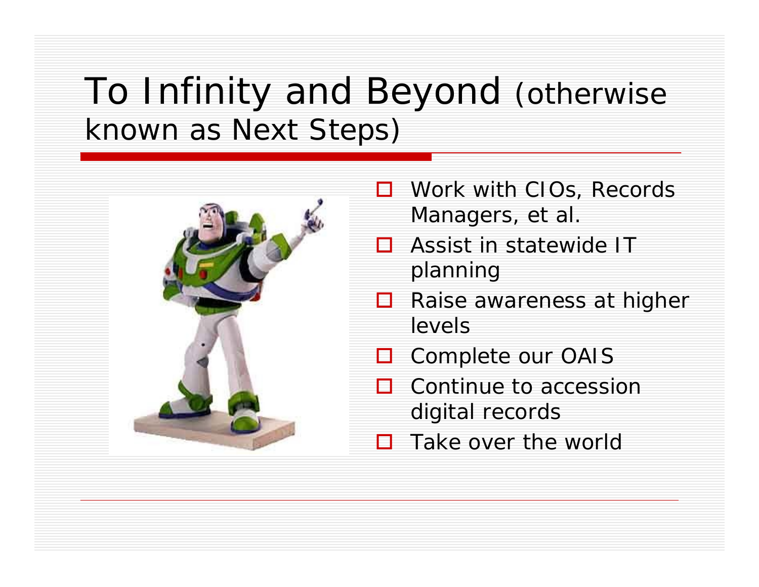# To Infinity and Beyond (otherwise known as Next Steps)

- Work with CIOs, Records Managers, et al.
- Assist in statewide IT planning
- Raise awareness at higher levels
- Complete our OAIS
- Continue to accession digital records
- Take over the world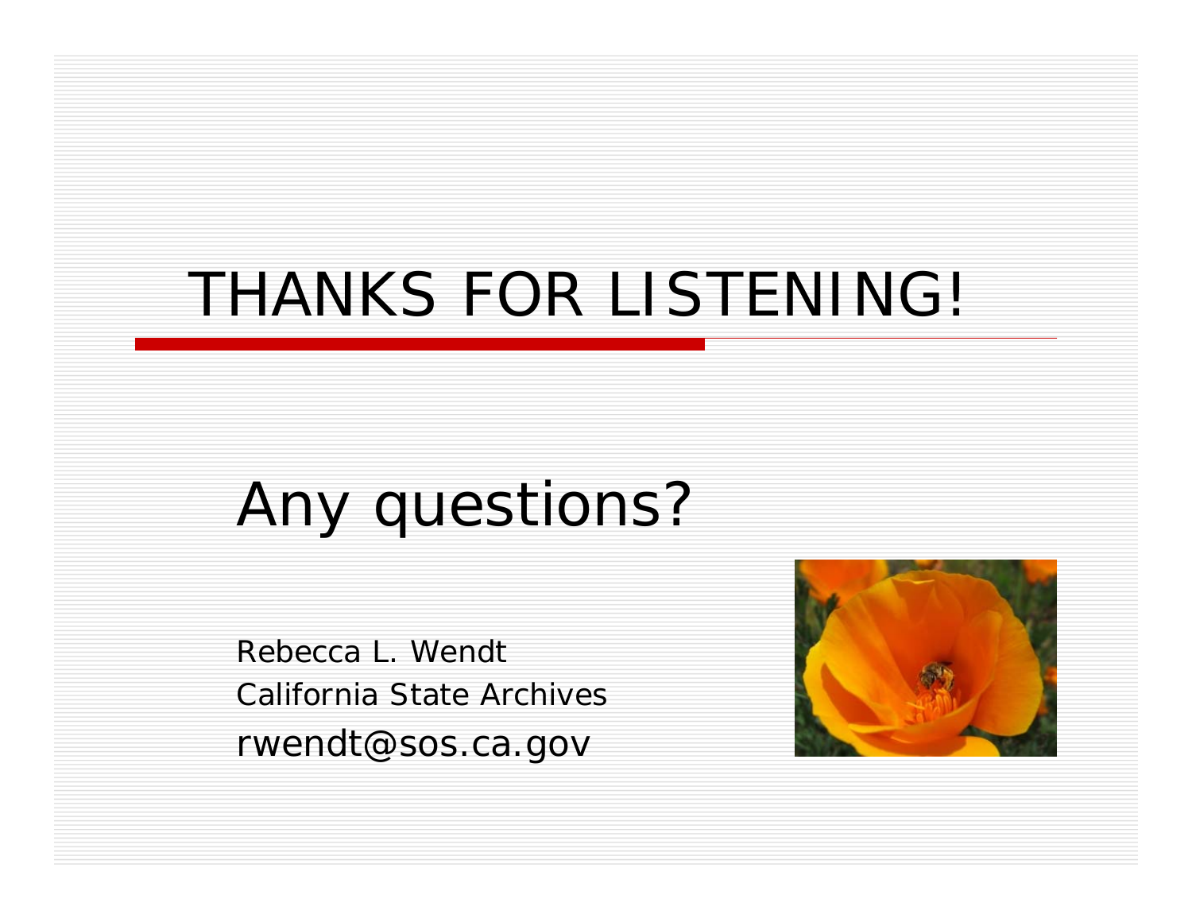# THANKS FOR LISTENING!

## Any questions?

Rebecca L. Wendt
California State Archives
rwendt@sos.ca.gov